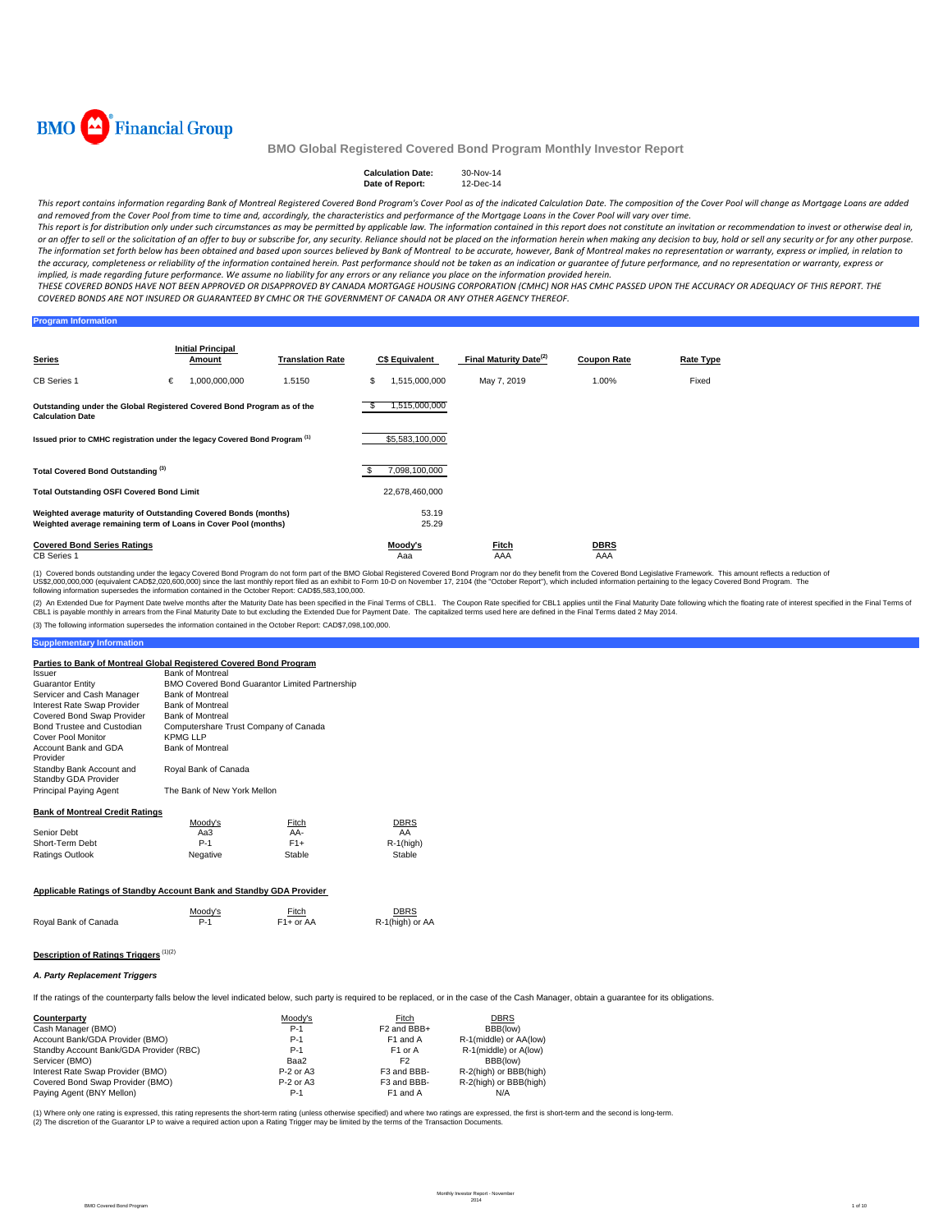BMO Financial Group

# BMO Global Registered Covered Bond Program Monthly Investor Report

**Calculation Date:** 30-Nov-14
**Date of Report:** 12-Dec-14

*This report contains information regarding Bank of Montreal Registered Covered Bond Program's Cover Pool as of the indicated Calculation Date. The composition of the Cover Pool will change as Mortgage Loans are added and removed from the Cover Pool from time to time and, accordingly, the characteristics and performance of the Mortgage Loans in the Cover Pool will vary over time.*

*This report is for distribution only under such circumstances as may be permitted by applicable law. The information contained in this report does not constitute an invitation or recommendation to invest or otherwise deal in, or an offer to sell or the solicitation of an offer to buy or subscribe for, any security. Reliance should not be placed on the information herein when making any decision to buy, hold or sell any security or for any other purpose. The information set forth below has been obtained and based upon sources believed by Bank of Montreal to be accurate, however, Bank of Montreal makes no representation or warranty, express or implied, in relation to the accuracy, completeness or reliability of the information contained herein. Past performance should not be taken as an indication or guarantee of future performance, and no representation or warranty, express or implied, is made regarding future performance. We assume no liability for any errors or any reliance you place on the information provided herein.*

*THESE COVERED BONDS HAVE NOT BEEN APPROVED OR DISAPPROVED BY CANADA MORTGAGE HOUSING CORPORATION (CMHC) NOR HAS CMHC PASSED UPON THE ACCURACY OR ADEQUACY OF THIS REPORT. THE COVERED BONDS ARE NOT INSURED OR GUARANTEED BY CMHC OR THE GOVERNMENT OF CANADA OR ANY OTHER AGENCY THEREOF.*

## Program Information

| Series | Initial Principal Amount | Translation Rate | C$ Equivalent | Final Maturity Date[(2)] | Coupon Rate | Rate Type |
|---|---|---|---|---|---|---|
| CB Series 1 | € 1,000,000,000 | 1.5150 | $ 1,515,000,000 | May 7, 2019 | 1.00% | Fixed |

| | |
|---|---|
| **Outstanding under the Global Registered Covered Bond Program as of the Calculation Date** | $ 1,515,000,000 |
| **Issued prior to CMHC registration under the legacy Covered Bond Program [(1)]** | $5,583,100,000 |
| **Total Covered Bond Outstanding [(3)]** | $ 7,098,100,000 |
| **Total Outstanding OSFI Covered Bond Limit** | 22,678,460,000 |
| **Weighted average maturity of Outstanding Covered Bonds (months)** | 53.19 |
| **Weighted average remaining term of Loans in Cover Pool (months)** | 25.29 |

| Covered Bond Series Ratings | Moody's | Fitch | DBRS |
|---|---|---|---|
| CB Series 1 | Aaa | AAA | AAA |

(1) Covered bonds outstanding under the legacy Covered Bond Program do not form part of the BMO Global Registered Covered Bond Program nor do they benefit from the Covered Bond Legislative Framework. This amount reflects a reduction of US$2,000,000,000 (equivalent CAD$2,020,600,000) since the last monthly report filed as an exhibit to Form 10-D on November 17, 2104 (the "October Report"), which included information pertaining to the legacy Covered Bond Program. The following information supersedes the information contained in the October Report: CAD$5,583,100,000.

(2) An Extended Due for Payment Date twelve months after the Maturity Date has been specified in the Final Terms of CBL1. The Coupon Rate specified for CBL1 applies until the Final Maturity Date following which the floating rate of interest specified in the Final Terms of CBL1 is payable monthly in arrears from the Final Maturity Date to but excluding the Extended Due for Payment Date. The capitalized terms used here are defined in the Final Terms dated 2 May 2014.

(3) The following information supersedes the information contained in the October Report: CAD$7,098,100,000.

## Supplementary Information

### Parties to Bank of Montreal Global Registered Covered Bond Program

| | |
|---|---|
| Issuer | Bank of Montreal |
| Guarantor Entity | BMO Covered Bond Guarantor Limited Partnership |
| Servicer and Cash Manager | Bank of Montreal |
| Interest Rate Swap Provider | Bank of Montreal |
| Covered Bond Swap Provider | Bank of Montreal |
| Bond Trustee and Custodian | Computershare Trust Company of Canada |
| Cover Pool Monitor | KPMG LLP |
| Account Bank and GDA Provider | Bank of Montreal |
| Standby Bank Account and Standby GDA Provider | Royal Bank of Canada |
| Principal Paying Agent | The Bank of New York Mellon |

### Bank of Montreal Credit Ratings

| | Moody's | Fitch | DBRS |
|---|---|---|---|
| Senior Debt | Aa3 | AA- | AA |
| Short-Term Debt | P-1 | F1+ | R-1(high) |
| Ratings Outlook | Negative | Stable | Stable |

### Applicable Ratings of Standby Account Bank and Standby GDA Provider

| | Moody's | Fitch | DBRS |
|---|---|---|---|
| Royal Bank of Canada | P-1 | F1+ or AA | R-1(high) or AA |

### Description of Ratings Triggers [(1)(2)]

#### *A. Party Replacement Triggers*

If the ratings of the counterparty falls below the level indicated below, such party is required to be replaced, or in the case of the Cash Manager, obtain a guarantee for its obligations.

| Counterparty | Moody's | Fitch | DBRS |
|---|---|---|---|
| Cash Manager (BMO) | P-1 | F2 and BBB+ | BBB(low) |
| Account Bank/GDA Provider (BMO) | P-1 | F1 and A | R-1(middle) or AA(low) |
| Standby Account Bank/GDA Provider (RBC) | P-1 | F1 or A | R-1(middle) or A(low) |
| Servicer (BMO) | Baa2 | F2 | BBB(low) |
| Interest Rate Swap Provider (BMO) | P-2 or A3 | F3 and BBB- | R-2(high) or BBB(high) |
| Covered Bond Swap Provider (BMO) | P-2 or A3 | F3 and BBB- | R-2(high) or BBB(high) |
| Paying Agent (BNY Mellon) | P-1 | F1 and A | N/A |

(1) Where only one rating is expressed, this rating represents the short-term rating (unless otherwise specified) and where two ratings are expressed, the first is short-term and the second is long-term.
(2) The discretion of the Guarantor LP to waive a required action upon a Rating Trigger may be limited by the terms of the Transaction Documents.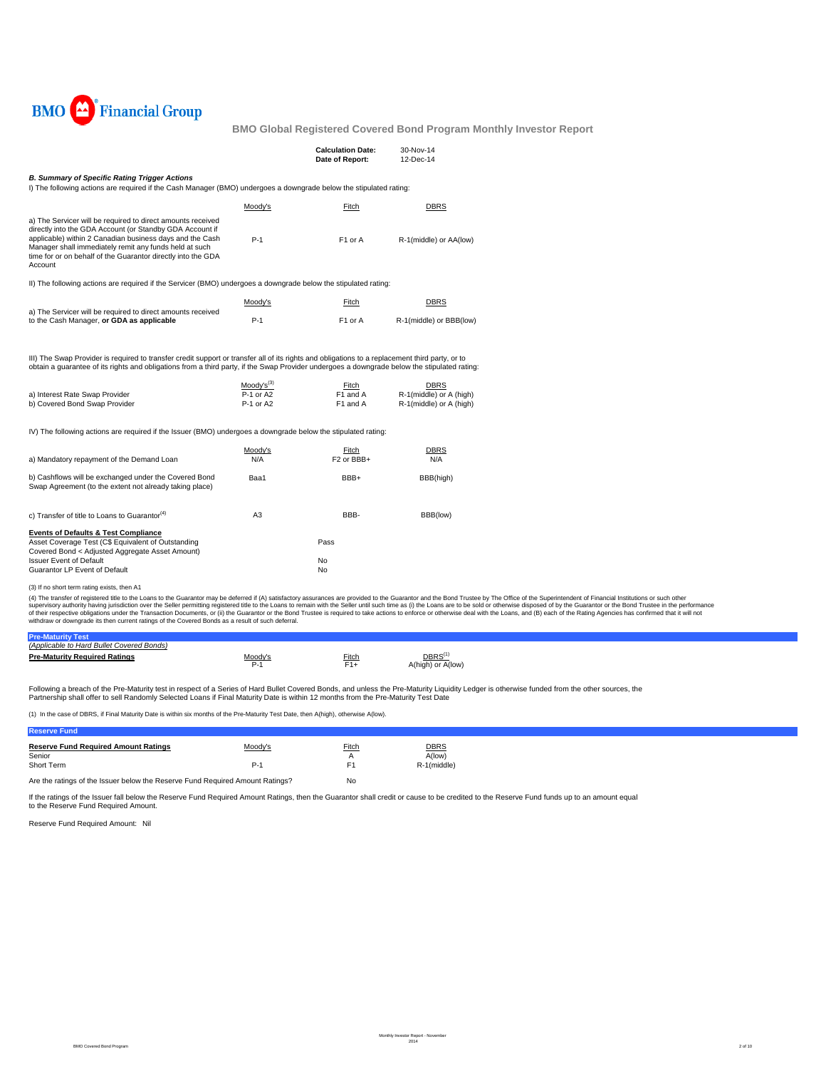BMO Financial Group

**BMO Global Registered Covered Bond Program Monthly Investor Report**

| | |
|---|---|
| **Calculation Date:** | 30-Nov-14 |
| **Date of Report:** | 12-Dec-14 |

***B. Summary of Specific Rating Trigger Actions***

I) The following actions are required if the Cash Manager (BMO) undergoes a downgrade below the stipulated rating:

| | Moody's | Fitch | DBRS |
|---|---|---|---|
| a) The Servicer will be required to direct amounts received directly into the GDA Account (or Standby GDA Account if applicable) within 2 Canadian business days and the Cash Manager shall immediately remit any funds held at such time for or on behalf of the Guarantor directly into the GDA Account | P-1 | F1 or A | R-1(middle) or AA(low) |

II) The following actions are required if the Servicer (BMO) undergoes a downgrade below the stipulated rating:

| | Moody's | Fitch | DBRS |
|---|---|---|---|
| a) The Servicer will be required to direct amounts received to the Cash Manager, **or GDA as applicable** | P-1 | F1 or A | R-1(middle) or BBB(low) |

III) The Swap Provider is required to transfer credit support or transfer all of its rights and obligations to a replacement third party, or to obtain a guarantee of its rights and obligations from a third party, if the Swap Provider undergoes a downgrade below the stipulated rating:

| | Moody's[3] | Fitch | DBRS |
|---|---|---|---|
| a) Interest Rate Swap Provider | P-1 or A2 | F1 and A | R-1(middle) or A (high) |
| b) Covered Bond Swap Provider | P-1 or A2 | F1 and A | R-1(middle) or A (high) |

IV) The following actions are required if the Issuer (BMO) undergoes a downgrade below the stipulated rating:

| | Moody's | Fitch | DBRS |
|---|---|---|---|
| a) Mandatory repayment of the Demand Loan | N/A | F2 or BBB+ | N/A |
| b) Cashflows will be exchanged under the Covered Bond Swap Agreement (to the extent not already taking place) | Baa1 | BBB+ | BBB(high) |
| c) Transfer of title to Loans to Guarantor[4] | A3 | BBB- | BBB(low) |

**Events of Defaults & Test Compliance**

| | |
|---|---|
| Asset Coverage Test (C$ Equivalent of Outstanding Covered Bond < Adjusted Aggregate Asset Amount) | Pass |
| Issuer Event of Default | No |
| Guarantor LP Event of Default | No |

(3) If no short term rating exists, then A1

(4) The transfer of registered title to the Loans to the Guarantor may be deferred if (A) satisfactory assurances are provided to the Guarantor and the Bond Trustee by The Office of the Superintendent of Financial Institutions or such other supervisory authority having jurisdiction over the Seller permitting registered title to the Loans to remain with the Seller until such time as (i) the Loans are to be sold or otherwise disposed of by the Guarantor or the Bond Trustee in the performance of their respective obligations under the Transaction Documents, or (ii) the Guarantor or the Bond Trustee is required to take actions to enforce or otherwise deal with the Loans, and (B) each of the Rating Agencies has confirmed that it will not withdraw or downgrade its then current ratings of the Covered Bonds as a result of such deferral.

**Pre-Maturity Test**

*(Applicable to Hard Bullet Covered Bonds)*

| **Pre-Maturity Required Ratings** | Moody's | Fitch | DBRS[1] |
|---|---|---|---|
| | P-1 | F1+ | A(high) or A(low) |

Following a breach of the Pre-Maturity test in respect of a Series of Hard Bullet Covered Bonds, and unless the Pre-Maturity Liquidity Ledger is otherwise funded from the other sources, the Partnership shall offer to sell Randomly Selected Loans if Final Maturity Date is within 12 months from the Pre-Maturity Test Date

(1) In the case of DBRS, if Final Maturity Date is within six months of the Pre-Maturity Test Date, then A(high), otherwise A(low).

**Reserve Fund**

| **Reserve Fund Required Amount Ratings** | Moody's | Fitch | DBRS |
|---|---|---|---|
| Senior | | A | A(low) |
| Short Term | P-1 | F1 | R-1(middle) |

Are the ratings of the Issuer below the Reserve Fund Required Amount Ratings? No

If the ratings of the Issuer fall below the Reserve Fund Required Amount Ratings, then the Guarantor shall credit or cause to be credited to the Reserve Fund funds up to an amount equal to the Reserve Fund Required Amount.

Reserve Fund Required Amount: Nil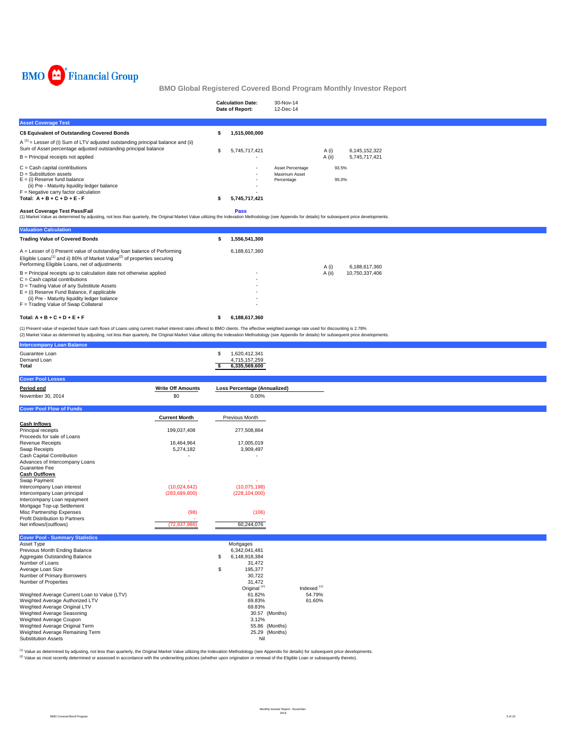BMO Financial Group

# BMO Global Registered Covered Bond Program Monthly Investor Report

| | |
|---|---|
| **Calculation Date:** | 30-Nov-14 |
| **Date of Report:** | 12-Dec-14 |

## Asset Coverage Test

| | | | | |
|---|---|---|---|---|
| **C$ Equivalent of Outstanding Covered Bonds** | **$ 1,515,000,000** | | | |
| A [1] = Lesser of (i) Sum of LTV adjusted outstanding principal balance and (ii) Sum of Asset percentage adjusted outstanding principal balance | $ 5,745,717,421 | | A (i) | 6,145,152,322 |
| B = Principal receipts not applied | - | | A (ii) | 5,745,717,421 |
| C = Cash capital contributions | - | Asset Percentage | 93.5% | |
| D = Substitution assets | - | Maximum Asset Percentage | 95.0% | |
| E = (i) Reserve fund balance | - | | | |
| (ii) Pre - Maturity liquidity ledger balance | - | | | |
| F = Negative carry factor calculation | - | | | |
| **Total: A + B + C + D + E - F** | **$ 5,745,717,421** | | | |

**Asset Coverage Test Pass/Fail** **Pass**

(1) Market Value as determined by adjusting, not less than quarterly, the Original Market Value utilizing the Indexation Methodology (see Appendix for details) for subsequent price developments.

## Valuation Calculation

| | | | |
|---|---|---|---|
| **Trading Value of Covered Bonds** | **$ 1,556,541,300** | | |
| A = Lesser of i) Present value of outstanding loan balance of Performing Eligible Loans[1] and ii) 80% of Market Value[2] of properties securing Performing Eligible Loans, net of adjustments | 6,188,617,360 | A (i) | 6,188,617,360 |
| B = Principal receipts up to calculation date not otherwise applied | - | A (ii) | 10,750,337,406 |
| C = Cash capital contributions | - | | |
| D = Trading Value of any Substitute Assets | - | | |
| E = (i) Reserve Fund Balance, if applicable | - | | |
| (ii) Pre - Maturity liquidity ledger balance | - | | |
| F = Trading Value of Swap Collateral | - | | |
| **Total: A + B + C + D + E + F** | **$ 6,188,617,360** | | |

(1) Present value of expected future cash flows of Loans using current market interest rates offered to BMO clients. The effective weighted average rate used for discounting is 2.78%
(2) Market Value as determined by adjusting, not less than quarterly, the Original Market Value utilizing the Indexation Methodology (see Appendix for details) for subsequent price developments.

## Intercompany Loan Balance

| | |
|---|---|
| Guarantee Loan | $ 1,620,412,341 |
| Demand Loan | 4,715,157,259 |
| **Total** | **$ 6,335,569,600** |

## Cover Pool Losses

| Period end | Write Off Amounts | Loss Percentage (Annualized) |
|---|---|---|
| November 30, 2014 | $0 | 0.00% |

## Cover Pool Flow of Funds

| | Current Month | Previous Month |
|---|---|---|
| **Cash Inflows** | | |
| Principal receipts | 199,037,408 | 277,508,864 |
| Proceeds for sale of Loans | | |
| Revenue Receipts | 16,464,964 | 17,005,019 |
| Swap Receipts | 5,274,182 | 3,909,497 |
| Cash Capital Contribution | - | - |
| Advances of Intercompany Loans | | |
| Guarantee Fee | | |
| **Cash Outflows** | | |
| Swap Payment | - | - |
| Intercompany Loan interest | (10,024,642) | (10,075,198) |
| Intercompany Loan principal | (283,689,800) | (228,104,000) |
| Intercompany Loan repayment | | |
| Mortgage Top-up Settlement | | |
| Misc Partnership Expenses | (98) | (106) |
| Profit Distribution to Partners | - | - |
| Net inflows/(outflows) | (72,937,986) | 60,244,076 |

## Cover Pool - Summary Statistics

| | | |
|---|---|---|
| Asset Type | Mortgages | |
| Previous Month Ending Balance | 6,342,041,481 | |
| Aggregate Outstanding Balance | $ 6,148,918,384 | |
| Number of Loans | 31,472 | |
| Average Loan Size | $ 195,377 | |
| Number of Primary Borrowers | 30,722 | |
| Number of Properties | 31,472 | |
| | Original [2] | Indexed [1] |
| Weighted Average Current Loan to Value (LTV) | 61.82% | 54.79% |
| Weighted Average Authorized LTV | 69.83% | 61.60% |
| Weighted Average Original LTV | 69.83% | |
| Weighted Average Seasoning | 30.57 (Months) | |
| Weighted Average Coupon | 3.12% | |
| Weighted Average Original Term | 55.86 (Months) | |
| Weighted Average Remaining Term | 25.29 (Months) | |
| Substitution Assets | Nil | |

[1] Value as determined by adjusting, not less than quarterly, the Original Market Value utilizing the Indexation Methodology (see Appendix for details) for subsequent price developments.
[2] Value as most recently determined or assessed in accordance with the underwriting policies (whether upon origination or renewal of the Eligible Loan or subsequently thereto).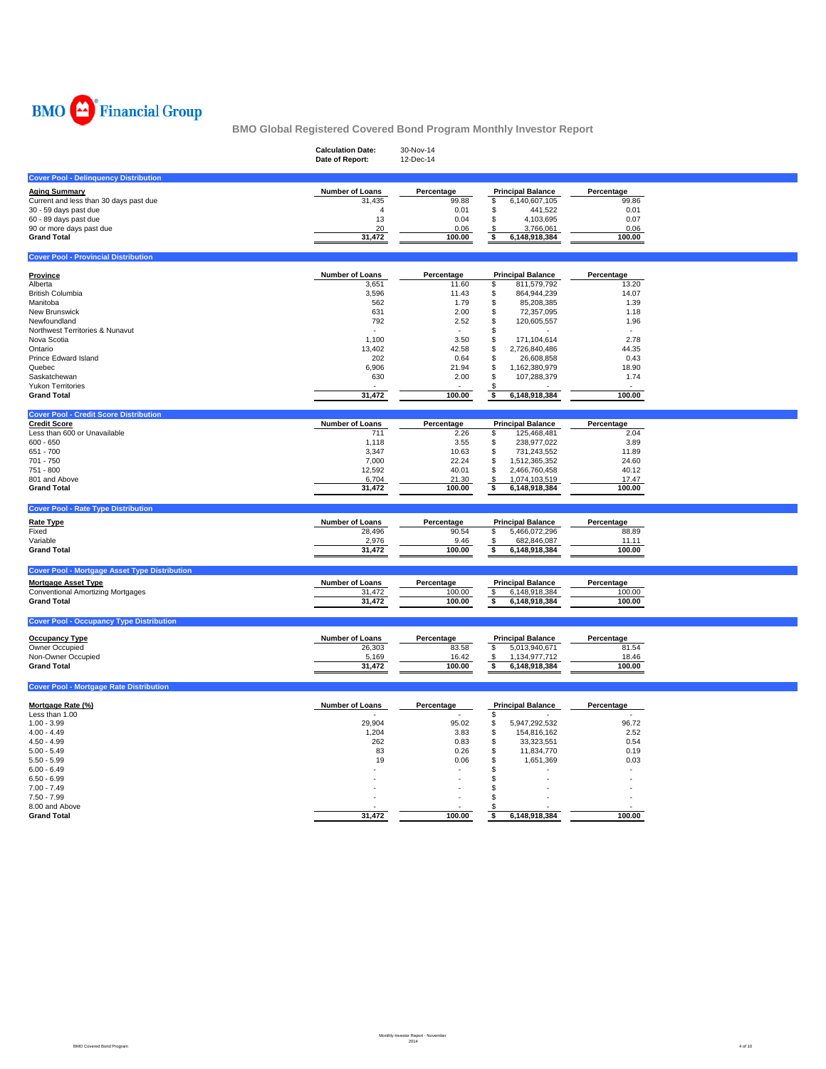BMO Financial Group

## BMO Global Registered Covered Bond Program Monthly Investor Report

**Calculation Date:** 30-Nov-14
**Date of Report:** 12-Dec-14

### Cover Pool - Delinquency Distribution

| Aging Summary | Number of Loans | Percentage | Principal Balance | Percentage |
|---|---|---|---|---|
| Current and less than 30 days past due | 31,435 | 99.88 | $ 6,140,607,105 | 99.86 |
| 30 - 59 days past due | 4 | 0.01 | $ 441,522 | 0.01 |
| 60 - 89 days past due | 13 | 0.04 | $ 4,103,695 | 0.07 |
| 90 or more days past due | 20 | 0.06 | $ 3,766,061 | 0.06 |
| **Grand Total** | **31,472** | **100.00** | **$ 6,148,918,384** | **100.00** |

### Cover Pool - Provincial Distribution

| Province | Number of Loans | Percentage | Principal Balance | Percentage |
|---|---|---|---|---|
| Alberta | 3,651 | 11.60 | $ 811,579,792 | 13.20 |
| British Columbia | 3,596 | 11.43 | $ 864,944,239 | 14.07 |
| Manitoba | 562 | 1.79 | $ 85,208,385 | 1.39 |
| New Brunswick | 631 | 2.00 | $ 72,357,095 | 1.18 |
| Newfoundland | 792 | 2.52 | $ 120,605,557 | 1.96 |
| Northwest Territories & Nunavut | - | - | $ - | - |
| Nova Scotia | 1,100 | 3.50 | $ 171,104,614 | 2.78 |
| Ontario | 13,402 | 42.58 | $ 2,726,840,486 | 44.35 |
| Prince Edward Island | 202 | 0.64 | $ 26,608,858 | 0.43 |
| Quebec | 6,906 | 21.94 | $ 1,162,380,979 | 18.90 |
| Saskatchewan | 630 | 2.00 | $ 107,288,379 | 1.74 |
| Yukon Territories | - | - | $ - | - |
| **Grand Total** | **31,472** | **100.00** | **$ 6,148,918,384** | **100.00** |

### Cover Pool - Credit Score Distribution

| Credit Score | Number of Loans | Percentage | Principal Balance | Percentage |
|---|---|---|---|---|
| Less than 600 or Unavailable | 711 | 2.26 | $ 125,468,481 | 2.04 |
| 600 - 650 | 1,118 | 3.55 | $ 238,977,022 | 3.89 |
| 651 - 700 | 3,347 | 10.63 | $ 731,243,552 | 11.89 |
| 701 - 750 | 7,000 | 22.24 | $ 1,512,365,352 | 24.60 |
| 751 - 800 | 12,592 | 40.01 | $ 2,466,760,458 | 40.12 |
| 801 and Above | 6,704 | 21.30 | $ 1,074,103,519 | 17.47 |
| **Grand Total** | **31,472** | **100.00** | **$ 6,148,918,384** | **100.00** |

### Cover Pool - Rate Type Distribution

| Rate Type | Number of Loans | Percentage | Principal Balance | Percentage |
|---|---|---|---|---|
| Fixed | 28,496 | 90.54 | $ 5,466,072,296 | 88.89 |
| Variable | 2,976 | 9.46 | $ 682,846,087 | 11.11 |
| **Grand Total** | **31,472** | **100.00** | **$ 6,148,918,384** | **100.00** |

### Cover Pool - Mortgage Asset Type Distribution

| Mortgage Asset Type | Number of Loans | Percentage | Principal Balance | Percentage |
|---|---|---|---|---|
| Conventional Amortizing Mortgages | 31,472 | 100.00 | $ 6,148,918,384 | 100.00 |
| **Grand Total** | **31,472** | **100.00** | **$ 6,148,918,384** | **100.00** |

### Cover Pool - Occupancy Type Distribution

| Occupancy Type | Number of Loans | Percentage | Principal Balance | Percentage |
|---|---|---|---|---|
| Owner Occupied | 26,303 | 83.58 | $ 5,013,940,671 | 81.54 |
| Non-Owner Occupied | 5,169 | 16.42 | $ 1,134,977,712 | 18.46 |
| **Grand Total** | **31,472** | **100.00** | **$ 6,148,918,384** | **100.00** |

### Cover Pool - Mortgage Rate Distribution

| Mortgage Rate (%) | Number of Loans | Percentage | Principal Balance | Percentage |
|---|---|---|---|---|
| Less than 1.00 | - | - | $ - | - |
| 1.00 - 3.99 | 29,904 | 95.02 | $ 5,947,292,532 | 96.72 |
| 4.00 - 4.49 | 1,204 | 3.83 | $ 154,816,162 | 2.52 |
| 4.50 - 4.99 | 262 | 0.83 | $ 33,323,551 | 0.54 |
| 5.00 - 5.49 | 83 | 0.26 | $ 11,834,770 | 0.19 |
| 5.50 - 5.99 | 19 | 0.06 | $ 1,651,369 | 0.03 |
| 6.00 - 6.49 | - | - | $ - | - |
| 6.50 - 6.99 | - | - | $ - | - |
| 7.00 - 7.49 | - | - | $ - | - |
| 7.50 - 7.99 | - | - | $ - | - |
| 8.00 and Above | - | - | $ - | - |
| **Grand Total** | **31,472** | **100.00** | **$ 6,148,918,384** | **100.00** |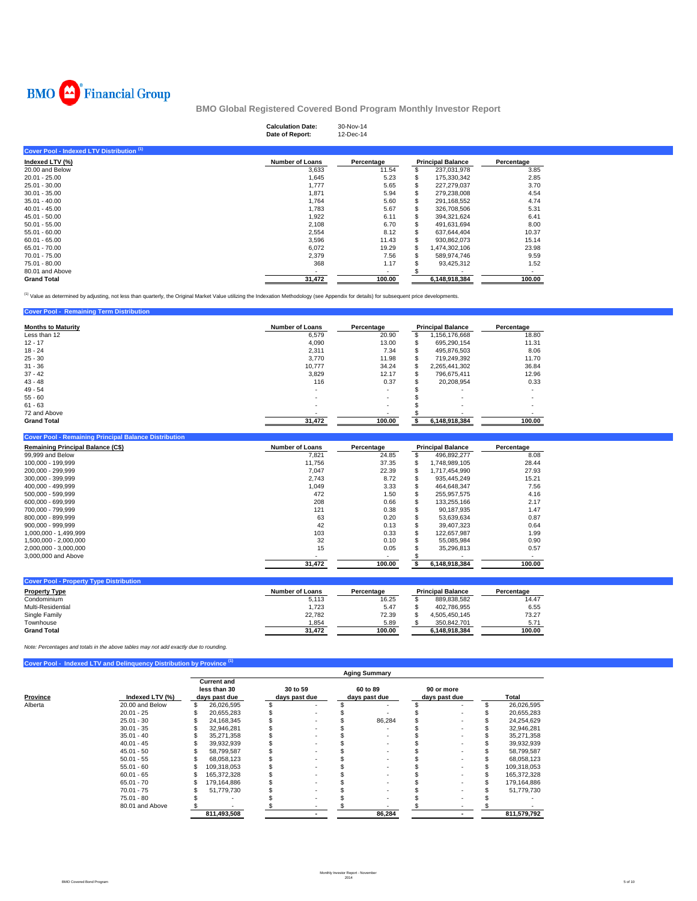BMO Financial Group

## BMO Global Registered Covered Bond Program Monthly Investor Report

**Calculation Date:** 30-Nov-14
**Date of Report:** 12-Dec-14

### Cover Pool - Indexed LTV Distribution [1]

| Indexed LTV (%) | Number of Loans | Percentage | Principal Balance | Percentage |
|---|---|---|---|---|
| 20.00 and Below | 3,633 | 11.54 | $ 237,031,978 | 3.85 |
| 20.01 - 25.00 | 1,645 | 5.23 | $ 175,330,342 | 2.85 |
| 25.01 - 30.00 | 1,777 | 5.65 | $ 227,279,037 | 3.70 |
| 30.01 - 35.00 | 1,871 | 5.94 | $ 279,238,008 | 4.54 |
| 35.01 - 40.00 | 1,764 | 5.60 | $ 291,168,552 | 4.74 |
| 40.01 - 45.00 | 1,783 | 5.67 | $ 326,708,506 | 5.31 |
| 45.01 - 50.00 | 1,922 | 6.11 | $ 394,321,624 | 6.41 |
| 50.01 - 55.00 | 2,108 | 6.70 | $ 491,631,694 | 8.00 |
| 55.01 - 60.00 | 2,554 | 8.12 | $ 637,644,404 | 10.37 |
| 60.01 - 65.00 | 3,596 | 11.43 | $ 930,862,073 | 15.14 |
| 65.01 - 70.00 | 6,072 | 19.29 | $ 1,474,302,106 | 23.98 |
| 70.01 - 75.00 | 2,379 | 7.56 | $ 589,974,746 | 9.59 |
| 75.01 - 80.00 | 368 | 1.17 | $ 93,425,312 | 1.52 |
| 80.01 and Above | - | - | $ - | - |
| **Grand Total** | **31,472** | **100.00** | **6,148,918,384** | **100.00** |

[1] Value as determined by adjusting, not less than quarterly, the Original Market Value utilizing the Indexation Methodology (see Appendix for details) for subsequent price developments.

### Cover Pool - Remaining Term Distribution

| Months to Maturity | Number of Loans | Percentage | Principal Balance | Percentage |
|---|---|---|---|---|
| Less than 12 | 6,579 | 20.90 | $ 1,156,176,668 | 18.80 |
| 12 - 17 | 4,090 | 13.00 | $ 695,290,154 | 11.31 |
| 18 - 24 | 2,311 | 7.34 | $ 495,876,503 | 8.06 |
| 25 - 30 | 3,770 | 11.98 | $ 719,249,392 | 11.70 |
| 31 - 36 | 10,777 | 34.24 | $ 2,265,441,302 | 36.84 |
| 37 - 42 | 3,829 | 12.17 | $ 796,675,411 | 12.96 |
| 43 - 48 | 116 | 0.37 | $ 20,208,954 | 0.33 |
| 49 - 54 | - | - | $ - | - |
| 55 - 60 | - | - | $ - | - |
| 61 - 63 | - | - | $ - | - |
| 72 and Above | - | - | $ - | - |
| **Grand Total** | **31,472** | **100.00** | **$ 6,148,918,384** | **100.00** |

### Cover Pool - Remaining Principal Balance Distribution

| Remaining Principal Balance (C$) | Number of Loans | Percentage | Principal Balance | Percentage |
|---|---|---|---|---|
| 99,999 and Below | 7,821 | 24.85 | $ 496,892,277 | 8.08 |
| 100,000 - 199,999 | 11,756 | 37.35 | $ 1,748,989,105 | 28.44 |
| 200,000 - 299,999 | 7,047 | 22.39 | $ 1,717,454,990 | 27.93 |
| 300,000 - 399,999 | 2,743 | 8.72 | $ 935,445,249 | 15.21 |
| 400,000 - 499,999 | 1,049 | 3.33 | $ 464,648,347 | 7.56 |
| 500,000 - 599,999 | 472 | 1.50 | $ 255,957,575 | 4.16 |
| 600,000 - 699,999 | 208 | 0.66 | $ 133,255,166 | 2.17 |
| 700,000 - 799,999 | 121 | 0.38 | $ 90,187,935 | 1.47 |
| 800,000 - 899,999 | 63 | 0.20 | $ 53,639,634 | 0.87 |
| 900,000 - 999,999 | 42 | 0.13 | $ 39,407,323 | 0.64 |
| 1,000,000 - 1,499,999 | 103 | 0.33 | $ 122,657,987 | 1.99 |
| 1,500,000 - 2,000,000 | 32 | 0.10 | $ 55,085,984 | 0.90 |
| 2,000,000 - 3,000,000 | 15 | 0.05 | $ 35,296,813 | 0.57 |
| 3,000,000 and Above | - | - | $ - | - |
| | **31,472** | **100.00** | **$ 6,148,918,384** | **100.00** |

### Cover Pool - Property Type Distribution

| Property Type | Number of Loans | Percentage | Principal Balance | Percentage |
|---|---|---|---|---|
| Condominium | 5,113 | 16.25 | $ 889,838,582 | 14.47 |
| Multi-Residential | 1,723 | 5.47 | $ 402,786,955 | 6.55 |
| Single Family | 22,782 | 72.39 | $ 4,505,450,145 | 73.27 |
| Townhouse | 1,854 | 5.89 | $ 350,842,701 | 5.71 |
| **Grand Total** | **31,472** | **100.00** | **6,148,918,384** | **100.00** |

*Note: Percentages and totals in the above tables may not add exactly due to rounding.*

### Cover Pool - Indexed LTV and Delinquency Distribution by Province [1]

| | | Aging Summary | | | | |
|---|---|---|---|---|---|---|
| **Province** | **Indexed LTV (%)** | **Current and less than 30 days past due** | **30 to 59 days past due** | **60 to 89 days past due** | **90 or more days past due** | **Total** |
| Alberta | 20.00 and Below | $ 26,026,595 | $ - | $ - | $ - | $ 26,026,595 |
| | 20.01 - 25 | $ 20,655,283 | $ - | $ - | $ - | $ 20,655,283 |
| | 25.01 - 30 | $ 24,168,345 | $ - | $ 86,284 | $ - | $ 24,254,629 |
| | 30.01 - 35 | $ 32,946,281 | $ - | $ - | $ - | $ 32,946,281 |
| | 35.01 - 40 | $ 35,271,358 | $ - | $ - | $ - | $ 35,271,358 |
| | 40.01 - 45 | $ 39,932,939 | $ - | $ - | $ - | $ 39,932,939 |
| | 45.01 - 50 | $ 58,799,587 | $ - | $ - | $ - | $ 58,799,587 |
| | 50.01 - 55 | $ 68,058,123 | $ - | $ - | $ - | $ 68,058,123 |
| | 55.01 - 60 | $ 109,318,053 | $ - | $ - | $ - | $ 109,318,053 |
| | 60.01 - 65 | $ 165,372,328 | $ - | $ - | $ - | $ 165,372,328 |
| | 65.01 - 70 | $ 179,164,886 | $ - | $ - | $ - | $ 179,164,886 |
| | 70.01 - 75 | $ 51,779,730 | $ - | $ - | $ - | $ 51,779,730 |
| | 75.01 - 80 | $ - | $ - | $ - | $ - | $ - |
| | 80.01 and Above | $ - | $ - | $ - | $ - | $ - |
| | | **811,493,508** | **-** | **86,284** | **-** | **811,579,792** |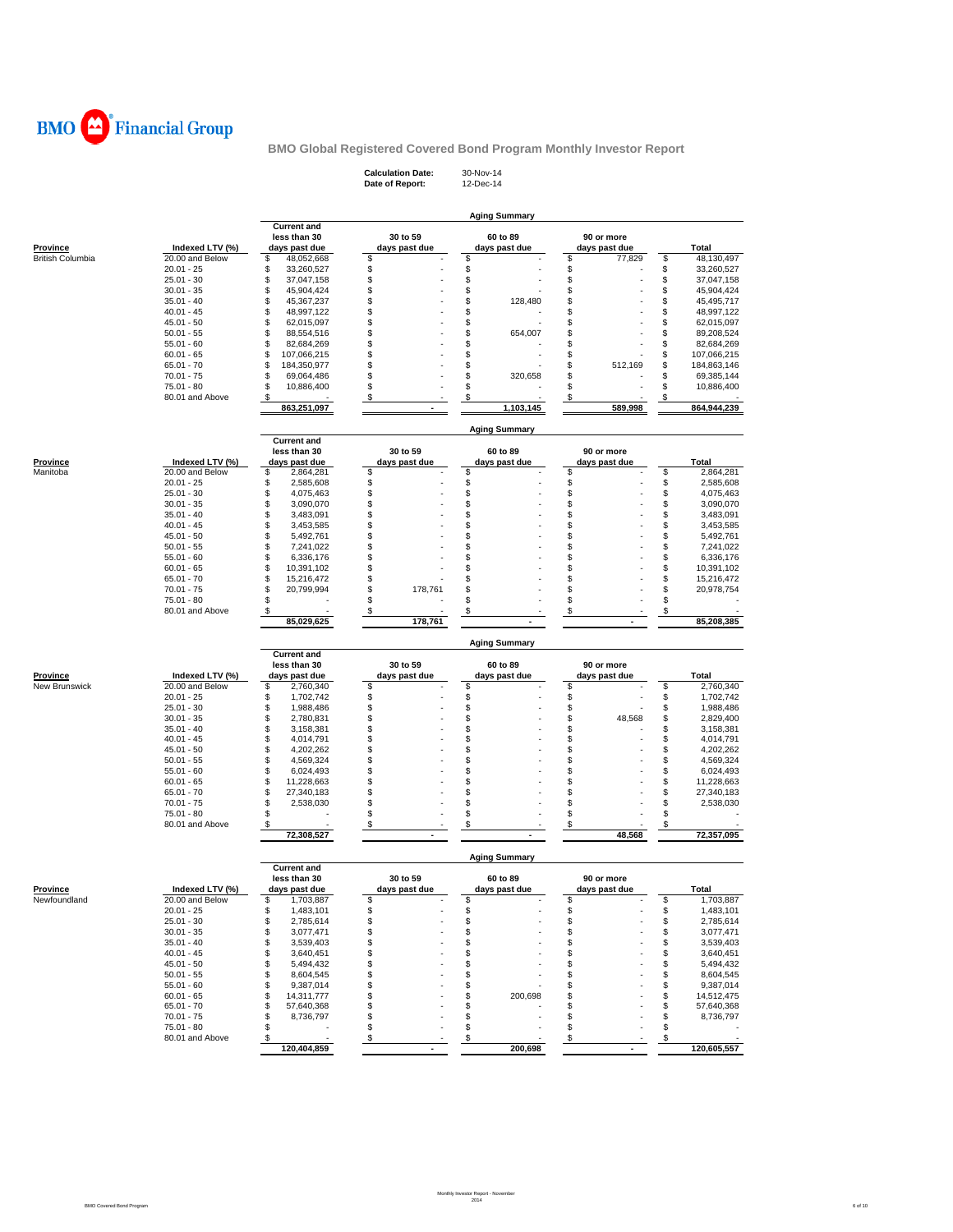BMO Financial Group

## BMO Global Registered Covered Bond Program Monthly Investor Report

**Calculation Date:** 30-Nov-14
**Date of Report:** 12-Dec-14

### Aging Summary

| Province | Indexed LTV (%) | Current and less than 30 days past due | 30 to 59 days past due | 60 to 89 days past due | 90 or more days past due | Total |
|---|---|---|---|---|---|---|
| British Columbia | 20.00 and Below | $ 48,052,668 | $ - | $ - | $ 77,829 | $ 48,130,497 |
| | 20.01 - 25 | $ 33,260,527 | $ - | $ - | $ - | $ 33,260,527 |
| | 25.01 - 30 | $ 37,047,158 | $ - | $ - | $ - | $ 37,047,158 |
| | 30.01 - 35 | $ 45,904,424 | $ - | $ - | $ - | $ 45,904,424 |
| | 35.01 - 40 | $ 45,367,237 | $ - | $ 128,480 | $ - | $ 45,495,717 |
| | 40.01 - 45 | $ 48,997,122 | $ - | $ - | $ - | $ 48,997,122 |
| | 45.01 - 50 | $ 62,015,097 | $ - | $ - | $ - | $ 62,015,097 |
| | 50.01 - 55 | $ 88,554,516 | $ - | $ 654,007 | $ - | $ 89,208,524 |
| | 55.01 - 60 | $ 82,684,269 | $ - | $ - | $ - | $ 82,684,269 |
| | 60.01 - 65 | $ 107,066,215 | $ - | $ - | $ - | $ 107,066,215 |
| | 65.01 - 70 | $ 184,350,977 | $ - | $ - | $ 512,169 | $ 184,863,146 |
| | 70.01 - 75 | $ 69,064,486 | $ - | $ 320,658 | $ - | $ 69,385,144 |
| | 75.01 - 80 | $ 10,886,400 | $ - | $ - | $ - | $ 10,886,400 |
| | 80.01 and Above | $ - | $ - | $ - | $ - | $ - |
| | | 863,251,097 | - | 1,103,145 | 589,998 | 864,944,239 |

### Aging Summary

| Province | Indexed LTV (%) | Current and less than 30 days past due | 30 to 59 days past due | 60 to 89 days past due | 90 or more days past due | Total |
|---|---|---|---|---|---|---|
| Manitoba | 20.00 and Below | $ 2,864,281 | $ - | $ - | $ - | $ 2,864,281 |
| | 20.01 - 25 | $ 2,585,608 | $ - | $ - | $ - | $ 2,585,608 |
| | 25.01 - 30 | $ 4,075,463 | $ - | $ - | $ - | $ 4,075,463 |
| | 30.01 - 35 | $ 3,090,070 | $ - | $ - | $ - | $ 3,090,070 |
| | 35.01 - 40 | $ 3,483,091 | $ - | $ - | $ - | $ 3,483,091 |
| | 40.01 - 45 | $ 3,453,585 | $ - | $ - | $ - | $ 3,453,585 |
| | 45.01 - 50 | $ 5,492,761 | $ - | $ - | $ - | $ 5,492,761 |
| | 50.01 - 55 | $ 7,241,022 | $ - | $ - | $ - | $ 7,241,022 |
| | 55.01 - 60 | $ 6,336,176 | $ - | $ - | $ - | $ 6,336,176 |
| | 60.01 - 65 | $ 10,391,102 | $ - | $ - | $ - | $ 10,391,102 |
| | 65.01 - 70 | $ 15,216,472 | $ - | $ - | $ - | $ 15,216,472 |
| | 70.01 - 75 | $ 20,799,994 | $ 178,761 | $ - | $ - | $ 20,978,754 |
| | 75.01 - 80 | $ - | $ - | $ - | $ - | $ - |
| | 80.01 and Above | $ - | $ - | $ - | $ - | $ - |
| | | 85,029,625 | 178,761 | - | - | 85,208,385 |

### Aging Summary

| Province | Indexed LTV (%) | Current and less than 30 days past due | 30 to 59 days past due | 60 to 89 days past due | 90 or more days past due | Total |
|---|---|---|---|---|---|---|
| New Brunswick | 20.00 and Below | $ 2,760,340 | $ - | $ - | $ - | $ 2,760,340 |
| | 20.01 - 25 | $ 1,702,742 | $ - | $ - | $ - | $ 1,702,742 |
| | 25.01 - 30 | $ 1,988,486 | $ - | $ - | $ - | $ 1,988,486 |
| | 30.01 - 35 | $ 2,780,831 | $ - | $ - | $ 48,568 | $ 2,829,400 |
| | 35.01 - 40 | $ 3,158,381 | $ - | $ - | $ - | $ 3,158,381 |
| | 40.01 - 45 | $ 4,014,791 | $ - | $ - | $ - | $ 4,014,791 |
| | 45.01 - 50 | $ 4,202,262 | $ - | $ - | $ - | $ 4,202,262 |
| | 50.01 - 55 | $ 4,569,324 | $ - | $ - | $ - | $ 4,569,324 |
| | 55.01 - 60 | $ 6,024,493 | $ - | $ - | $ - | $ 6,024,493 |
| | 60.01 - 65 | $ 11,228,663 | $ - | $ - | $ - | $ 11,228,663 |
| | 65.01 - 70 | $ 27,340,183 | $ - | $ - | $ - | $ 27,340,183 |
| | 70.01 - 75 | $ 2,538,030 | $ - | $ - | $ - | $ 2,538,030 |
| | 75.01 - 80 | $ - | $ - | $ - | $ - | $ - |
| | 80.01 and Above | $ - | $ - | $ - | $ - | $ - |
| | | 72,308,527 | - | - | 48,568 | 72,357,095 |

### Aging Summary

| Province | Indexed LTV (%) | Current and less than 30 days past due | 30 to 59 days past due | 60 to 89 days past due | 90 or more days past due | Total |
|---|---|---|---|---|---|---|
| Newfoundland | 20.00 and Below | $ 1,703,887 | $ - | $ - | $ - | $ 1,703,887 |
| | 20.01 - 25 | $ 1,483,101 | $ - | $ - | $ - | $ 1,483,101 |
| | 25.01 - 30 | $ 2,785,614 | $ - | $ - | $ - | $ 2,785,614 |
| | 30.01 - 35 | $ 3,077,471 | $ - | $ - | $ - | $ 3,077,471 |
| | 35.01 - 40 | $ 3,539,403 | $ - | $ - | $ - | $ 3,539,403 |
| | 40.01 - 45 | $ 3,640,451 | $ - | $ - | $ - | $ 3,640,451 |
| | 45.01 - 50 | $ 5,494,432 | $ - | $ - | $ - | $ 5,494,432 |
| | 50.01 - 55 | $ 8,604,545 | $ - | $ - | $ - | $ 8,604,545 |
| | 55.01 - 60 | $ 9,387,014 | $ - | $ - | $ - | $ 9,387,014 |
| | 60.01 - 65 | $ 14,311,777 | $ - | $ 200,698 | $ - | $ 14,512,475 |
| | 65.01 - 70 | $ 57,640,368 | $ - | $ - | $ - | $ 57,640,368 |
| | 70.01 - 75 | $ 8,736,797 | $ - | $ - | $ - | $ 8,736,797 |
| | 75.01 - 80 | $ - | $ - | $ - | $ - | $ - |
| | 80.01 and Above | $ - | $ - | $ - | $ - | $ - |
| | | 120,404,859 | - | 200,698 | - | 120,605,557 |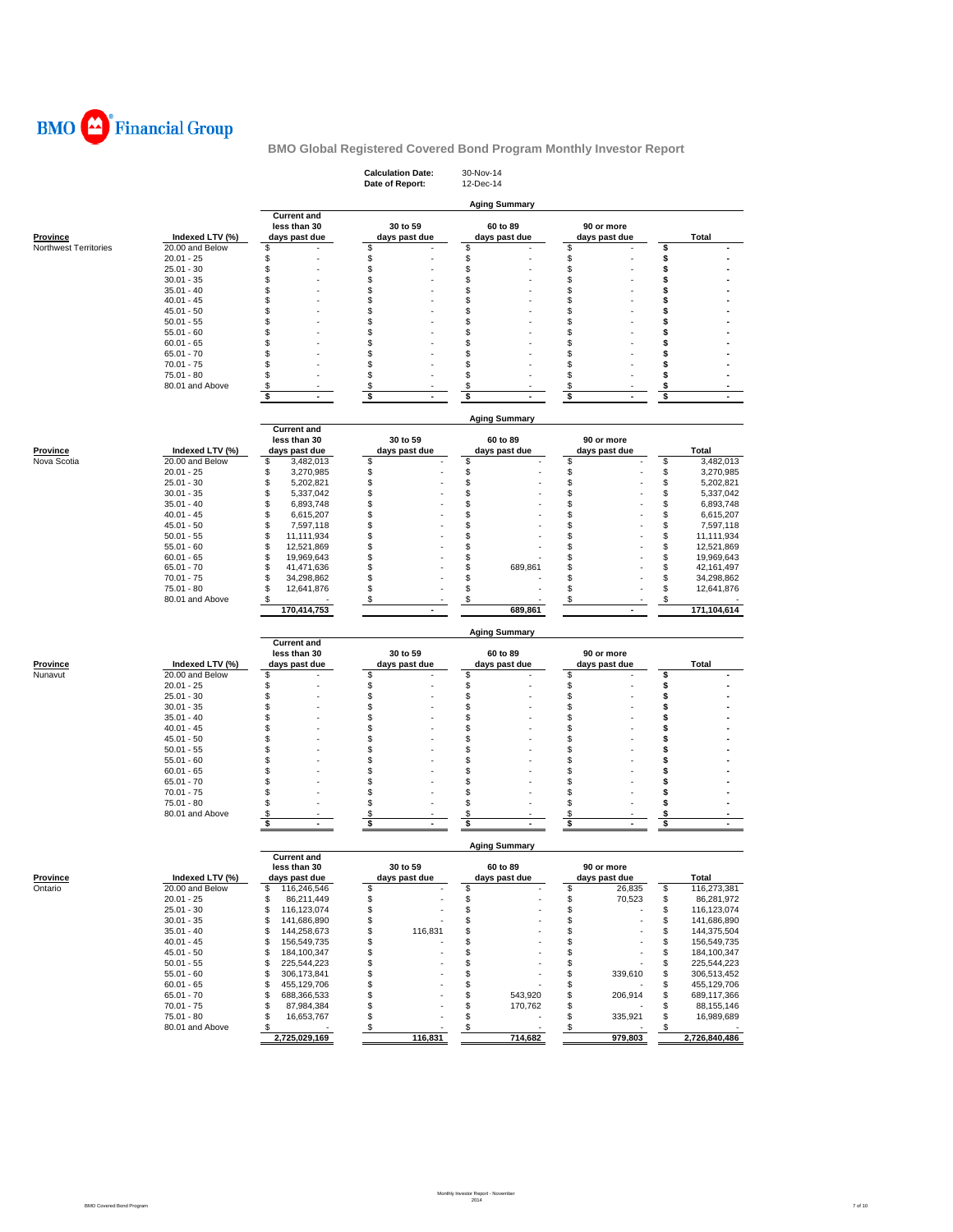BMO Financial Group

## BMO Global Registered Covered Bond Program Monthly Investor Report

**Calculation Date:** 30-Nov-14
**Date of Report:** 12-Dec-14

### Aging Summary

| Province | Indexed LTV (%) | Current and less than 30 days past due | 30 to 59 days past due | 60 to 89 days past due | 90 or more days past due | Total |
|---|---|---|---|---|---|---|
| Northwest Territories | 20.00 and Below | $ - | $ - | $ - | $ - | $ - |
| | 20.01 - 25 | $ - | $ - | $ - | $ - | $ - |
| | 25.01 - 30 | $ - | $ - | $ - | $ - | $ - |
| | 30.01 - 35 | $ - | $ - | $ - | $ - | $ - |
| | 35.01 - 40 | $ - | $ - | $ - | $ - | $ - |
| | 40.01 - 45 | $ - | $ - | $ - | $ - | $ - |
| | 45.01 - 50 | $ - | $ - | $ - | $ - | $ - |
| | 50.01 - 55 | $ - | $ - | $ - | $ - | $ - |
| | 55.01 - 60 | $ - | $ - | $ - | $ - | $ - |
| | 60.01 - 65 | $ - | $ - | $ - | $ - | $ - |
| | 65.01 - 70 | $ - | $ - | $ - | $ - | $ - |
| | 70.01 - 75 | $ - | $ - | $ - | $ - | $ - |
| | 75.01 - 80 | $ - | $ - | $ - | $ - | $ - |
| | 80.01 and Above | $ - | $ - | $ - | $ - | $ - |
| | | $ - | $ - | $ - | $ - | $ - |

### Aging Summary

| Province | Indexed LTV (%) | Current and less than 30 days past due | 30 to 59 days past due | 60 to 89 days past due | 90 or more days past due | Total |
|---|---|---|---|---|---|---|
| Nova Scotia | 20.00 and Below | $ 3,482,013 | $ - | $ - | $ - | $ 3,482,013 |
| | 20.01 - 25 | $ 3,270,985 | $ - | $ - | $ - | $ 3,270,985 |
| | 25.01 - 30 | $ 5,202,821 | $ - | $ - | $ - | $ 5,202,821 |
| | 30.01 - 35 | $ 5,337,042 | $ - | $ - | $ - | $ 5,337,042 |
| | 35.01 - 40 | $ 6,893,748 | $ - | $ - | $ - | $ 6,893,748 |
| | 40.01 - 45 | $ 6,615,207 | $ - | $ - | $ - | $ 6,615,207 |
| | 45.01 - 50 | $ 7,597,118 | $ - | $ - | $ - | $ 7,597,118 |
| | 50.01 - 55 | $ 11,111,934 | $ - | $ - | $ - | $ 11,111,934 |
| | 55.01 - 60 | $ 12,521,869 | $ - | $ - | $ - | $ 12,521,869 |
| | 60.01 - 65 | $ 19,969,643 | $ - | $ - | $ - | $ 19,969,643 |
| | 65.01 - 70 | $ 41,471,636 | $ - | $ 689,861 | $ - | $ 42,161,497 |
| | 70.01 - 75 | $ 34,298,862 | $ - | $ - | $ - | $ 34,298,862 |
| | 75.01 - 80 | $ 12,641,876 | $ - | $ - | $ - | $ 12,641,876 |
| | 80.01 and Above | $ - | $ - | $ - | $ - | $ - |
| | | 170,414,753 | - | 689,861 | - | 171,104,614 |

### Aging Summary

| Province | Indexed LTV (%) | Current and less than 30 days past due | 30 to 59 days past due | 60 to 89 days past due | 90 or more days past due | Total |
|---|---|---|---|---|---|---|
| Nunavut | 20.00 and Below | $ - | $ - | $ - | $ - | $ - |
| | 20.01 - 25 | $ - | $ - | $ - | $ - | $ - |
| | 25.01 - 30 | $ - | $ - | $ - | $ - | $ - |
| | 30.01 - 35 | $ - | $ - | $ - | $ - | $ - |
| | 35.01 - 40 | $ - | $ - | $ - | $ - | $ - |
| | 40.01 - 45 | $ - | $ - | $ - | $ - | $ - |
| | 45.01 - 50 | $ - | $ - | $ - | $ - | $ - |
| | 50.01 - 55 | $ - | $ - | $ - | $ - | $ - |
| | 55.01 - 60 | $ - | $ - | $ - | $ - | $ - |
| | 60.01 - 65 | $ - | $ - | $ - | $ - | $ - |
| | 65.01 - 70 | $ - | $ - | $ - | $ - | $ - |
| | 70.01 - 75 | $ - | $ - | $ - | $ - | $ - |
| | 75.01 - 80 | $ - | $ - | $ - | $ - | $ - |
| | 80.01 and Above | $ - | $ - | $ - | $ - | $ - |
| | | $ - | $ - | $ - | $ - | $ - |

### Aging Summary

| Province | Indexed LTV (%) | Current and less than 30 days past due | 30 to 59 days past due | 60 to 89 days past due | 90 or more days past due | Total |
|---|---|---|---|---|---|---|
| Ontario | 20.00 and Below | $ 116,246,546 | $ - | $ - | $ 26,835 | $ 116,273,381 |
| | 20.01 - 25 | $ 86,211,449 | $ - | $ - | $ 70,523 | $ 86,281,972 |
| | 25.01 - 30 | $ 116,123,074 | $ - | $ - | $ - | $ 116,123,074 |
| | 30.01 - 35 | $ 141,686,890 | $ - | $ - | $ - | $ 141,686,890 |
| | 35.01 - 40 | $ 144,258,673 | $ 116,831 | $ - | $ - | $ 144,375,504 |
| | 40.01 - 45 | $ 156,549,735 | $ - | $ - | $ - | $ 156,549,735 |
| | 45.01 - 50 | $ 184,100,347 | $ - | $ - | $ - | $ 184,100,347 |
| | 50.01 - 55 | $ 225,544,223 | $ - | $ - | $ - | $ 225,544,223 |
| | 55.01 - 60 | $ 306,173,841 | $ - | $ - | $ 339,610 | $ 306,513,452 |
| | 60.01 - 65 | $ 455,129,706 | $ - | $ - | $ - | $ 455,129,706 |
| | 65.01 - 70 | $ 688,366,533 | $ - | $ 543,920 | $ 206,914 | $ 689,117,366 |
| | 70.01 - 75 | $ 87,984,384 | $ - | $ 170,762 | $ - | $ 88,155,146 |
| | 75.01 - 80 | $ 16,653,767 | $ - | $ - | $ 335,921 | $ 16,989,689 |
| | 80.01 and Above | $ - | $ - | $ - | $ - | $ - |
| | | 2,725,029,169 | 116,831 | 714,682 | 979,803 | 2,726,840,486 |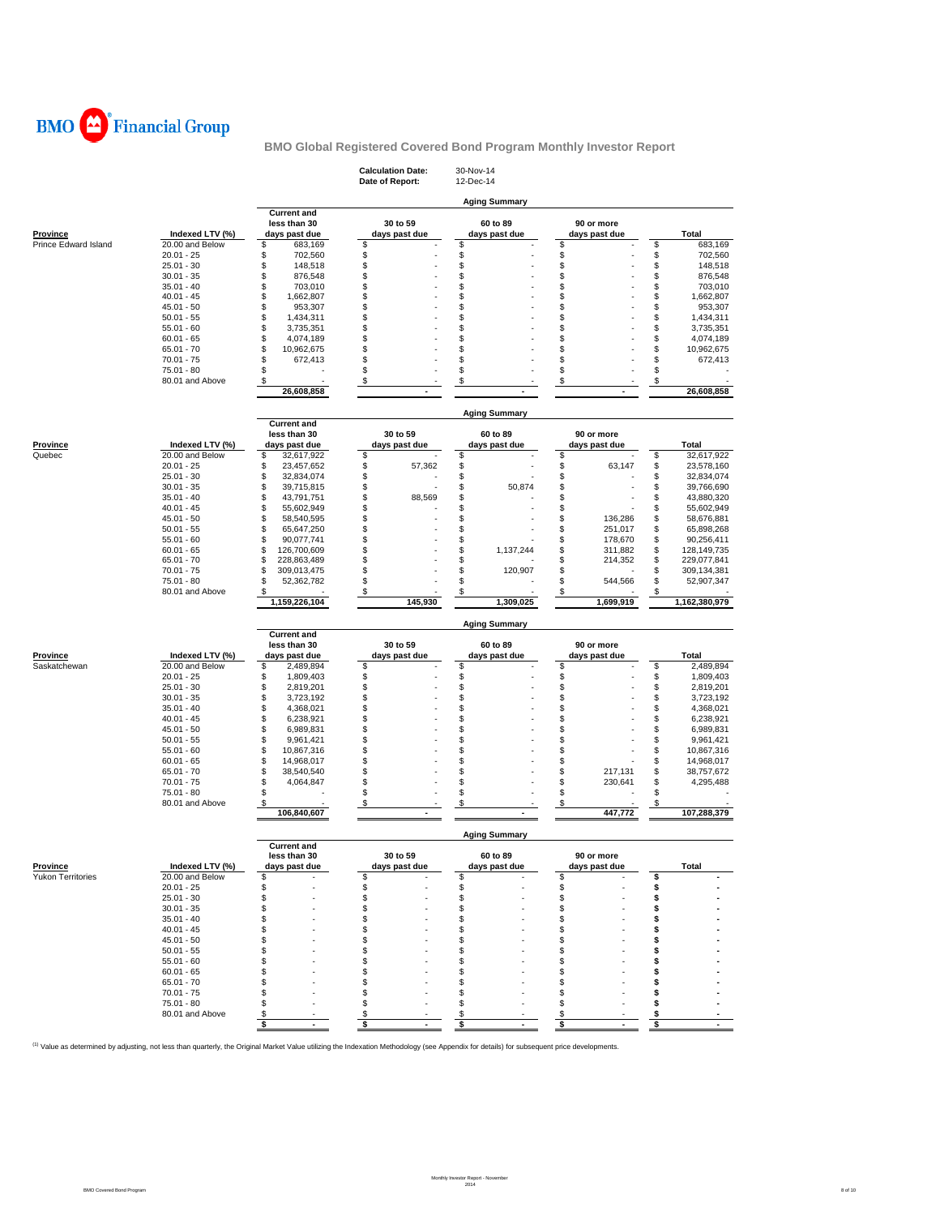**BMO Financial Group**

## BMO Global Registered Covered Bond Program Monthly Investor Report

**Calculation Date:** 30-Nov-14
**Date of Report:** 12-Dec-14

### Aging Summary

| Province | Indexed LTV (%) | Current and less than 30 days past due | 30 to 59 days past due | 60 to 89 days past due | 90 or more days past due | Total |
|---|---|---|---|---|---|---|
| Prince Edward Island | 20.00 and Below | $ 683,169 | $ - | $ - | $ - | $ 683,169 |
| | 20.01 - 25 | $ 702,560 | $ - | $ - | $ - | $ 702,560 |
| | 25.01 - 30 | $ 148,518 | $ - | $ - | $ - | $ 148,518 |
| | 30.01 - 35 | $ 876,548 | $ - | $ - | $ - | $ 876,548 |
| | 35.01 - 40 | $ 703,010 | $ - | $ - | $ - | $ 703,010 |
| | 40.01 - 45 | $ 1,662,807 | $ - | $ - | $ - | $ 1,662,807 |
| | 45.01 - 50 | $ 953,307 | $ - | $ - | $ - | $ 953,307 |
| | 50.01 - 55 | $ 1,434,311 | $ - | $ - | $ - | $ 1,434,311 |
| | 55.01 - 60 | $ 3,735,351 | $ - | $ - | $ - | $ 3,735,351 |
| | 60.01 - 65 | $ 4,074,189 | $ - | $ - | $ - | $ 4,074,189 |
| | 65.01 - 70 | $ 10,962,675 | $ - | $ - | $ - | $ 10,962,675 |
| | 70.01 - 75 | $ 672,413 | $ - | $ - | $ - | $ 672,413 |
| | 75.01 - 80 | $ - | $ - | $ - | $ - | $ - |
| | 80.01 and Above | $ - | $ - | $ - | $ - | $ - |
| | | 26,608,858 | - | - | - | 26,608,858 |

### Aging Summary

| Province | Indexed LTV (%) | Current and less than 30 days past due | 30 to 59 days past due | 60 to 89 days past due | 90 or more days past due | Total |
|---|---|---|---|---|---|---|
| Quebec | 20.00 and Below | $ 32,617,922 | $ - | $ - | $ - | $ 32,617,922 |
| | 20.01 - 25 | $ 23,457,652 | $ 57,362 | $ - | $ 63,147 | $ 23,578,160 |
| | 25.01 - 30 | $ 32,834,074 | $ - | $ - | $ - | $ 32,834,074 |
| | 30.01 - 35 | $ 39,715,815 | $ - | $ 50,874 | $ - | $ 39,766,690 |
| | 35.01 - 40 | $ 43,791,751 | $ 88,569 | $ - | $ - | $ 43,880,320 |
| | 40.01 - 45 | $ 55,602,949 | $ - | $ - | $ - | $ 55,602,949 |
| | 45.01 - 50 | $ 58,540,595 | $ - | $ - | $ 136,286 | $ 58,676,881 |
| | 50.01 - 55 | $ 65,647,250 | $ - | $ - | $ 251,017 | $ 65,898,268 |
| | 55.01 - 60 | $ 90,077,741 | $ - | $ - | $ 178,670 | $ 90,256,411 |
| | 60.01 - 65 | $ 126,700,609 | $ - | $ 1,137,244 | $ 311,882 | $ 128,149,735 |
| | 65.01 - 70 | $ 228,863,489 | $ - | $ - | $ 214,352 | $ 229,077,841 |
| | 70.01 - 75 | $ 309,013,475 | $ - | $ 120,907 | $ - | $ 309,134,381 |
| | 75.01 - 80 | $ 52,362,782 | $ - | $ - | $ 544,566 | $ 52,907,347 |
| | 80.01 and Above | $ - | $ - | $ - | $ - | $ - |
| | | 1,159,226,104 | 145,930 | 1,309,025 | 1,699,919 | 1,162,380,979 |

### Aging Summary

| Province | Indexed LTV (%) | Current and less than 30 days past due | 30 to 59 days past due | 60 to 89 days past due | 90 or more days past due | Total |
|---|---|---|---|---|---|---|
| Saskatchewan | 20.00 and Below | $ 2,489,894 | $ - | $ - | $ - | $ 2,489,894 |
| | 20.01 - 25 | $ 1,809,403 | $ - | $ - | $ - | $ 1,809,403 |
| | 25.01 - 30 | $ 2,819,201 | $ - | $ - | $ - | $ 2,819,201 |
| | 30.01 - 35 | $ 3,723,192 | $ - | $ - | $ - | $ 3,723,192 |
| | 35.01 - 40 | $ 4,368,021 | $ - | $ - | $ - | $ 4,368,021 |
| | 40.01 - 45 | $ 6,238,921 | $ - | $ - | $ - | $ 6,238,921 |
| | 45.01 - 50 | $ 6,989,831 | $ - | $ - | $ - | $ 6,989,831 |
| | 50.01 - 55 | $ 9,961,421 | $ - | $ - | $ - | $ 9,961,421 |
| | 55.01 - 60 | $ 10,867,316 | $ - | $ - | $ - | $ 10,867,316 |
| | 60.01 - 65 | $ 14,968,017 | $ - | $ - | $ - | $ 14,968,017 |
| | 65.01 - 70 | $ 38,540,540 | $ - | $ - | $ 217,131 | $ 38,757,672 |
| | 70.01 - 75 | $ 4,064,847 | $ - | $ - | $ 230,641 | $ 4,295,488 |
| | 75.01 - 80 | $ - | $ - | $ - | $ - | $ - |
| | 80.01 and Above | $ - | $ - | $ - | $ - | $ - |
| | | 106,840,607 | - | - | 447,772 | 107,288,379 |

### Aging Summary

| Province | Indexed LTV (%) | Current and less than 30 days past due | 30 to 59 days past due | 60 to 89 days past due | 90 or more days past due | Total |
|---|---|---|---|---|---|---|
| Yukon Territories | 20.00 and Below | $ - | $ - | $ - | $ - | $ - |
| | 20.01 - 25 | $ - | $ - | $ - | $ - | $ - |
| | 25.01 - 30 | $ - | $ - | $ - | $ - | $ - |
| | 30.01 - 35 | $ - | $ - | $ - | $ - | $ - |
| | 35.01 - 40 | $ - | $ - | $ - | $ - | $ - |
| | 40.01 - 45 | $ - | $ - | $ - | $ - | $ - |
| | 45.01 - 50 | $ - | $ - | $ - | $ - | $ - |
| | 50.01 - 55 | $ - | $ - | $ - | $ - | $ - |
| | 55.01 - 60 | $ - | $ - | $ - | $ - | $ - |
| | 60.01 - 65 | $ - | $ - | $ - | $ - | $ - |
| | 65.01 - 70 | $ - | $ - | $ - | $ - | $ - |
| | 70.01 - 75 | $ - | $ - | $ - | $ - | $ - |
| | 75.01 - 80 | $ - | $ - | $ - | $ - | $ - |
| | 80.01 and Above | $ - | $ - | $ - | $ - | $ - |
| | | $ - | $ - | $ - | $ - | $ - |

[1] Value as determined by adjusting, not less than quarterly, the Original Market Value utilizing the Indexation Methodology (see Appendix for details) for subsequent price developments.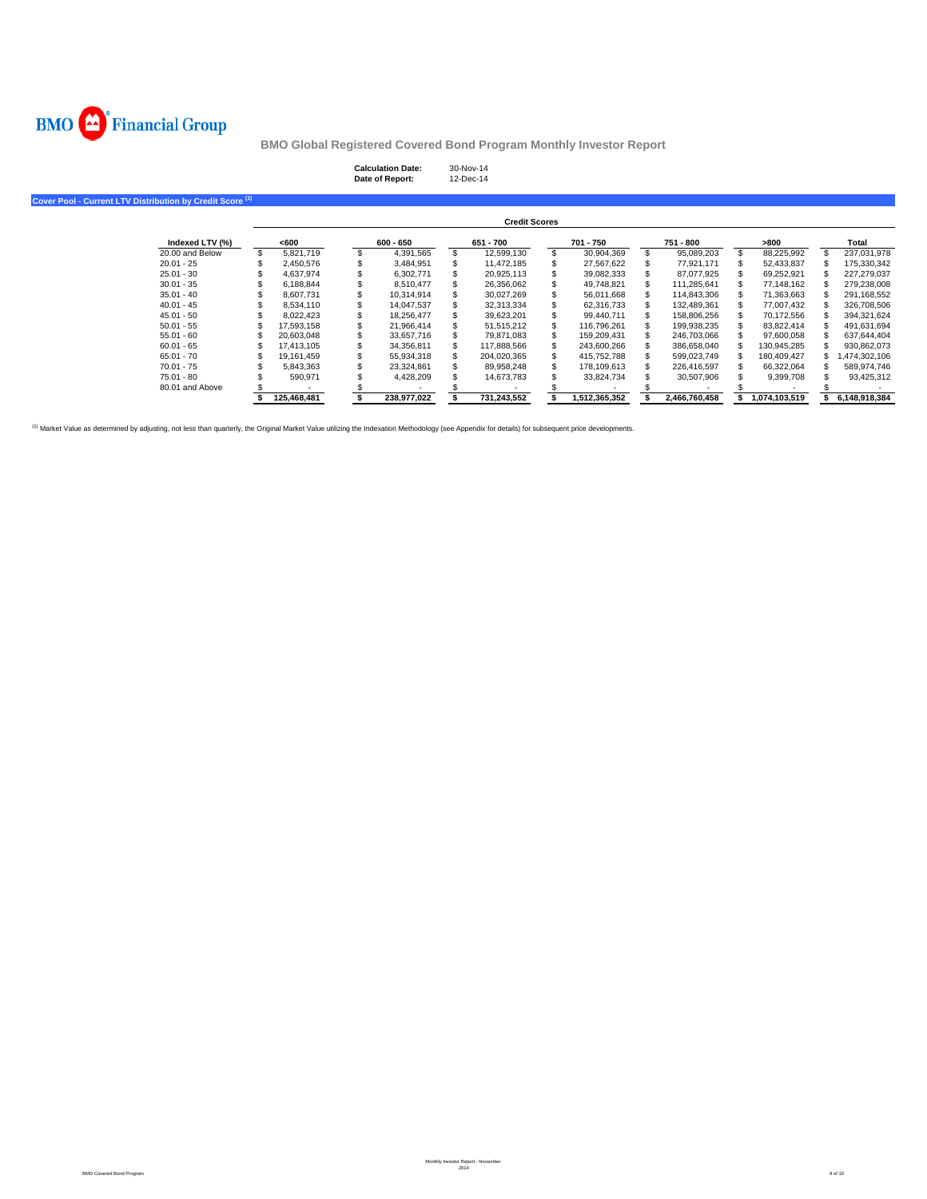BMO Financial Group

## BMO Global Registered Covered Bond Program Monthly Investor Report

**Calculation Date:** 30-Nov-14
**Date of Report:** 12-Dec-14

### Cover Pool - Current LTV Distribution by Credit Score [1]

| | Credit Scores | | | | | | |
|---|---|---|---|---|---|---|---|
| **Indexed LTV (%)** | **<600** | **600 - 650** | **651 - 700** | **701 - 750** | **751 - 800** | **>800** | **Total** |
| 20.00 and Below | $ 5,821,719 | $ 4,391,565 | $ 12,599,130 | $ 30,904,369 | $ 95,089,203 | $ 88,225,992 | $ 237,031,978 |
| 20.01 - 25 | $ 2,450,576 | $ 3,484,951 | $ 11,472,185 | $ 27,567,622 | $ 77,921,171 | $ 52,433,837 | $ 175,330,342 |
| 25.01 - 30 | $ 4,637,974 | $ 6,302,771 | $ 20,925,113 | $ 39,082,333 | $ 87,077,925 | $ 69,252,921 | $ 227,279,037 |
| 30.01 - 35 | $ 6,188,844 | $ 8,510,477 | $ 26,356,062 | $ 49,748,821 | $ 111,285,641 | $ 77,148,162 | $ 279,238,008 |
| 35.01 - 40 | $ 8,607,731 | $ 10,314,914 | $ 30,027,269 | $ 56,011,668 | $ 114,843,306 | $ 71,363,663 | $ 291,168,552 |
| 40.01 - 45 | $ 8,534,110 | $ 14,047,537 | $ 32,313,334 | $ 62,316,733 | $ 132,489,361 | $ 77,007,432 | $ 326,708,506 |
| 45.01 - 50 | $ 8,022,423 | $ 18,256,477 | $ 39,623,201 | $ 99,440,711 | $ 158,806,256 | $ 70,172,556 | $ 394,321,624 |
| 50.01 - 55 | $ 17,593,158 | $ 21,966,414 | $ 51,515,212 | $ 116,796,261 | $ 199,938,235 | $ 83,822,414 | $ 491,631,694 |
| 55.01 - 60 | $ 20,603,048 | $ 33,657,716 | $ 79,871,083 | $ 159,209,431 | $ 246,703,066 | $ 97,600,058 | $ 637,644,404 |
| 60.01 - 65 | $ 17,413,105 | $ 34,356,811 | $ 117,888,566 | $ 243,600,266 | $ 386,658,040 | $ 130,945,285 | $ 930,862,073 |
| 65.01 - 70 | $ 19,161,459 | $ 55,934,318 | $ 204,020,365 | $ 415,752,788 | $ 599,023,749 | $ 180,409,427 | $ 1,474,302,106 |
| 70.01 - 75 | $ 5,843,363 | $ 23,324,861 | $ 89,958,248 | $ 178,109,613 | $ 226,416,597 | $ 66,322,064 | $ 589,974,746 |
| 75.01 - 80 | $ 590,971 | $ 4,428,209 | $ 14,673,783 | $ 33,824,734 | $ 30,507,906 | $ 9,399,708 | $ 93,425,312 |
| 80.01 and Above | $ - | $ - | $ - | $ - | $ - | $ - | $ - |
| | **$ 125,468,481** | **$ 238,977,022** | **$ 731,243,552** | **$ 1,512,365,352** | **$ 2,466,760,458** | **$ 1,074,103,519** | **$ 6,148,918,384** |

[1] Market Value as determined by adjusting, not less than quarterly, the Original Market Value utilizing the Indexation Methodology (see Appendix for details) for subsequent price developments.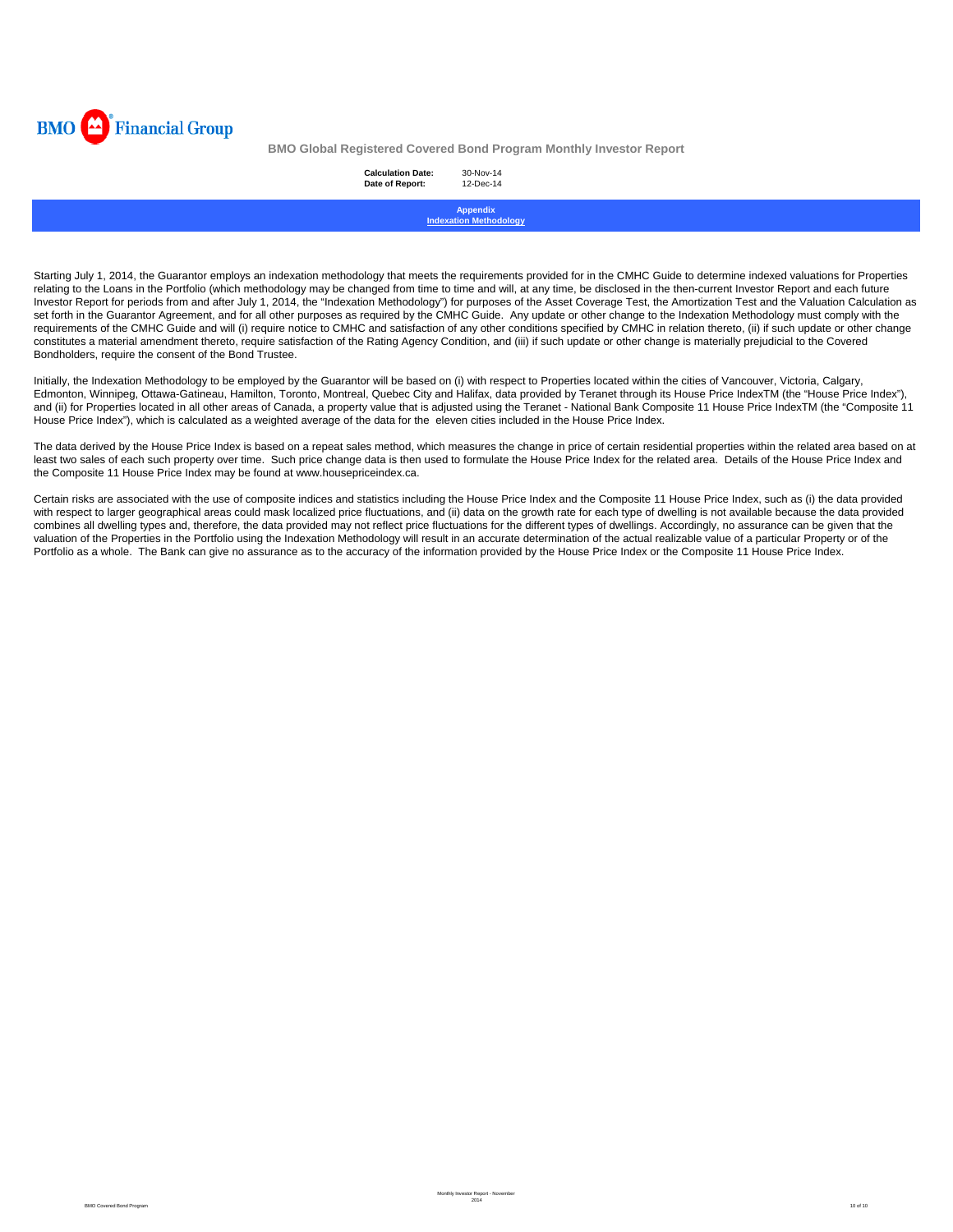**BMO Financial Group**

**BMO Global Registered Covered Bond Program Monthly Investor Report**

| | |
|---|---|
| **Calculation Date:** | 30-Nov-14 |
| **Date of Report:** | 12-Dec-14 |

## Appendix
## Indexation Methodology

Starting July 1, 2014, the Guarantor employs an indexation methodology that meets the requirements provided for in the CMHC Guide to determine indexed valuations for Properties relating to the Loans in the Portfolio (which methodology may be changed from time to time and will, at any time, be disclosed in the then-current Investor Report and each future Investor Report for periods from and after July 1, 2014, the "Indexation Methodology") for purposes of the Asset Coverage Test, the Amortization Test and the Valuation Calculation as set forth in the Guarantor Agreement, and for all other purposes as required by the CMHC Guide. Any update or other change to the Indexation Methodology must comply with the requirements of the CMHC Guide and will (i) require notice to CMHC and satisfaction of any other conditions specified by CMHC in relation thereto, (ii) if such update or other change constitutes a material amendment thereto, require satisfaction of the Rating Agency Condition, and (iii) if such update or other change is materially prejudicial to the Covered Bondholders, require the consent of the Bond Trustee.

Initially, the Indexation Methodology to be employed by the Guarantor will be based on (i) with respect to Properties located within the cities of Vancouver, Victoria, Calgary, Edmonton, Winnipeg, Ottawa-Gatineau, Hamilton, Toronto, Montreal, Quebec City and Halifax, data provided by Teranet through its House Price IndexTM (the "House Price Index"), and (ii) for Properties located in all other areas of Canada, a property value that is adjusted using the Teranet - National Bank Composite 11 House Price IndexTM (the "Composite 11 House Price Index"), which is calculated as a weighted average of the data for the eleven cities included in the House Price Index.

The data derived by the House Price Index is based on a repeat sales method, which measures the change in price of certain residential properties within the related area based on at least two sales of each such property over time. Such price change data is then used to formulate the House Price Index for the related area. Details of the House Price Index and the Composite 11 House Price Index may be found at www.housepriceindex.ca.

Certain risks are associated with the use of composite indices and statistics including the House Price Index and the Composite 11 House Price Index, such as (i) the data provided with respect to larger geographical areas could mask localized price fluctuations, and (ii) data on the growth rate for each type of dwelling is not available because the data provided combines all dwelling types and, therefore, the data provided may not reflect price fluctuations for the different types of dwellings. Accordingly, no assurance can be given that the valuation of the Properties in the Portfolio using the Indexation Methodology will result in an accurate determination of the actual realizable value of a particular Property or of the Portfolio as a whole. The Bank can give no assurance as to the accuracy of the information provided by the House Price Index or the Composite 11 House Price Index.